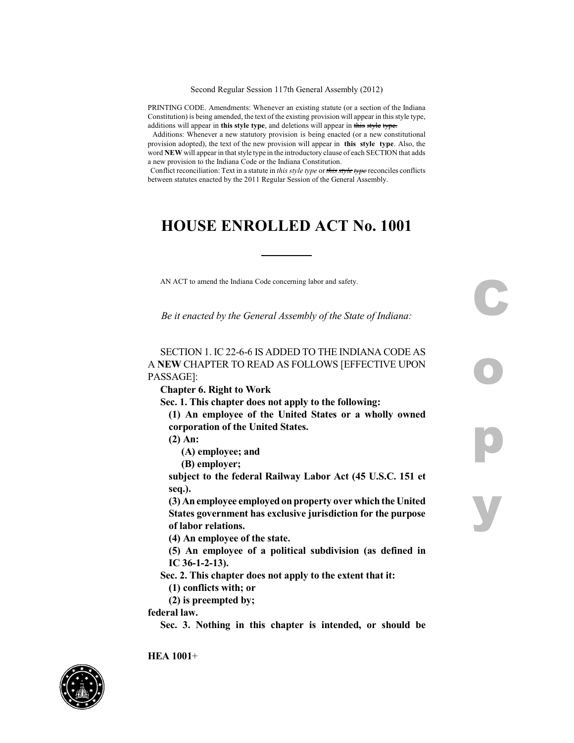Second Regular Session 117th General Assembly (2012)

PRINTING CODE. Amendments: Whenever an existing statute (or a section of the Indiana Constitution) is being amended, the text of the existing provision will appear in this style type, additions will appear in **this style type**, and deletions will appear in ~~this style type.~~

Additions: Whenever a new statutory provision is being enacted (or a new constitutional provision adopted), the text of the new provision will appear in **this style type**. Also, the word **NEW** will appear in that style type in the introductory clause of each SECTION that adds a new provision to the Indiana Code or the Indiana Constitution.

Conflict reconciliation: Text in a statute in *this style type* or ~~*this style type*~~ reconciles conflicts between statutes enacted by the 2011 Regular Session of the General Assembly.

# HOUSE ENROLLED ACT No. 1001

AN ACT to amend the Indiana Code concerning labor and safety.

*Be it enacted by the General Assembly of the State of Indiana:*

SECTION 1. IC 22-6-6 IS ADDED TO THE INDIANA CODE AS A **NEW** CHAPTER TO READ AS FOLLOWS [EFFECTIVE UPON PASSAGE]:

**Chapter 6. Right to Work**

**Sec. 1. This chapter does not apply to the following:**

**(1) An employee of the United States or a wholly owned corporation of the United States.**

**(2) An:**

**(A) employee; and**

**(B) employer;**

**subject to the federal Railway Labor Act (45 U.S.C. 151 et seq.).**

**(3) An employee employed on property over which the United States government has exclusive jurisdiction for the purpose of labor relations.**

**(4) An employee of the state.**

**(5) An employee of a political subdivision (as defined in IC 36-1-2-13).**

**Sec. 2. This chapter does not apply to the extent that it:**

**(1) conflicts with; or**

**(2) is preempted by;**

**federal law.**

**Sec. 3. Nothing in this chapter is intended, or should be**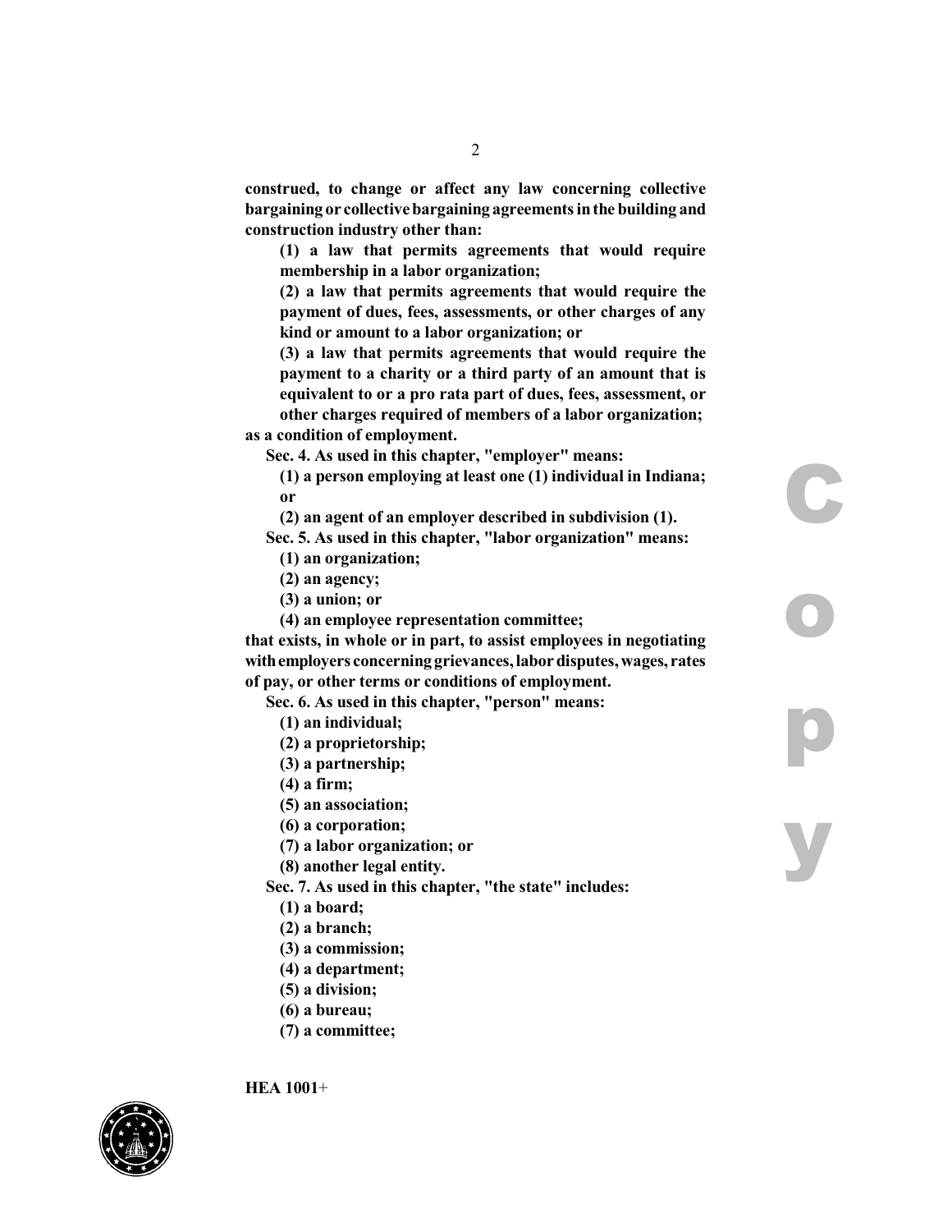**construed, to change or affect any law concerning collective bargaining or collective bargaining agreements in the building and construction industry other than:**

**(1) a law that permits agreements that would require membership in a labor organization;**

**(2) a law that permits agreements that would require the payment of dues, fees, assessments, or other charges of any kind or amount to a labor organization; or**

**(3) a law that permits agreements that would require the payment to a charity or a third party of an amount that is equivalent to or a pro rata part of dues, fees, assessment, or other charges required of members of a labor organization;**

**as a condition of employment.**

**Sec. 4. As used in this chapter, "employer" means:**

**(1) a person employing at least one (1) individual in Indiana; or**

**(2) an agent of an employer described in subdivision (1).**

**Sec. 5. As used in this chapter, "labor organization" means:**

**(1) an organization;**

**(2) an agency;**

**(3) a union; or**

**(4) an employee representation committee;**

**that exists, in whole or in part, to assist employees in negotiating with employers concerning grievances, labor disputes, wages, rates of pay, or other terms or conditions of employment.**

**Sec. 6. As used in this chapter, "person" means:**

**(1) an individual;**

**(2) a proprietorship;**

**(3) a partnership;**

**(4) a firm;**

**(5) an association;**

**(6) a corporation;**

**(7) a labor organization; or**

**(8) another legal entity.**

**Sec. 7. As used in this chapter, "the state" includes:**

**(1) a board;**

**(2) a branch;**

**(3) a commission;**

**(4) a department;**

**(5) a division;**

**(6) a bureau;**

**(7) a committee;**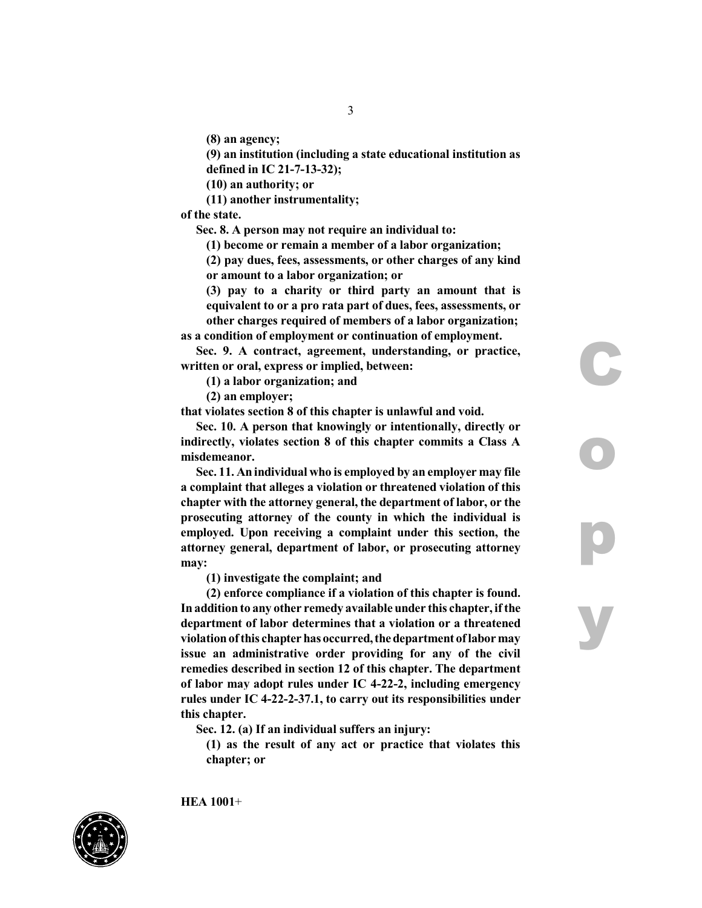**(8) an agency;**

**(9) an institution (including a state educational institution as defined in IC 21-7-13-32);**

**(10) an authority; or**

**(11) another instrumentality;**

**of the state.**

**Sec. 8. A person may not require an individual to:**

**(1) become or remain a member of a labor organization;**

**(2) pay dues, fees, assessments, or other charges of any kind or amount to a labor organization; or**

**(3) pay to a charity or third party an amount that is equivalent to or a pro rata part of dues, fees, assessments, or other charges required of members of a labor organization;**

**as a condition of employment or continuation of employment.**

**Sec. 9. A contract, agreement, understanding, or practice, written or oral, express or implied, between:**

**(1) a labor organization; and**

**(2) an employer;**

**that violates section 8 of this chapter is unlawful and void.**

**Sec. 10. A person that knowingly or intentionally, directly or indirectly, violates section 8 of this chapter commits a Class A misdemeanor.**

**Sec. 11. An individual who is employed by an employer may file a complaint that alleges a violation or threatened violation of this chapter with the attorney general, the department of labor, or the prosecuting attorney of the county in which the individual is employed. Upon receiving a complaint under this section, the attorney general, department of labor, or prosecuting attorney may:**

**(1) investigate the complaint; and**

**(2) enforce compliance if a violation of this chapter is found.**

**In addition to any other remedy available under this chapter, if the department of labor determines that a violation or a threatened violation of this chapter has occurred, the department of labor may issue an administrative order providing for any of the civil remedies described in section 12 of this chapter. The department of labor may adopt rules under IC 4-22-2, including emergency rules under IC 4-22-2-37.1, to carry out its responsibilities under this chapter.**

**Sec. 12. (a) If an individual suffers an injury:**

**(1) as the result of any act or practice that violates this chapter; or**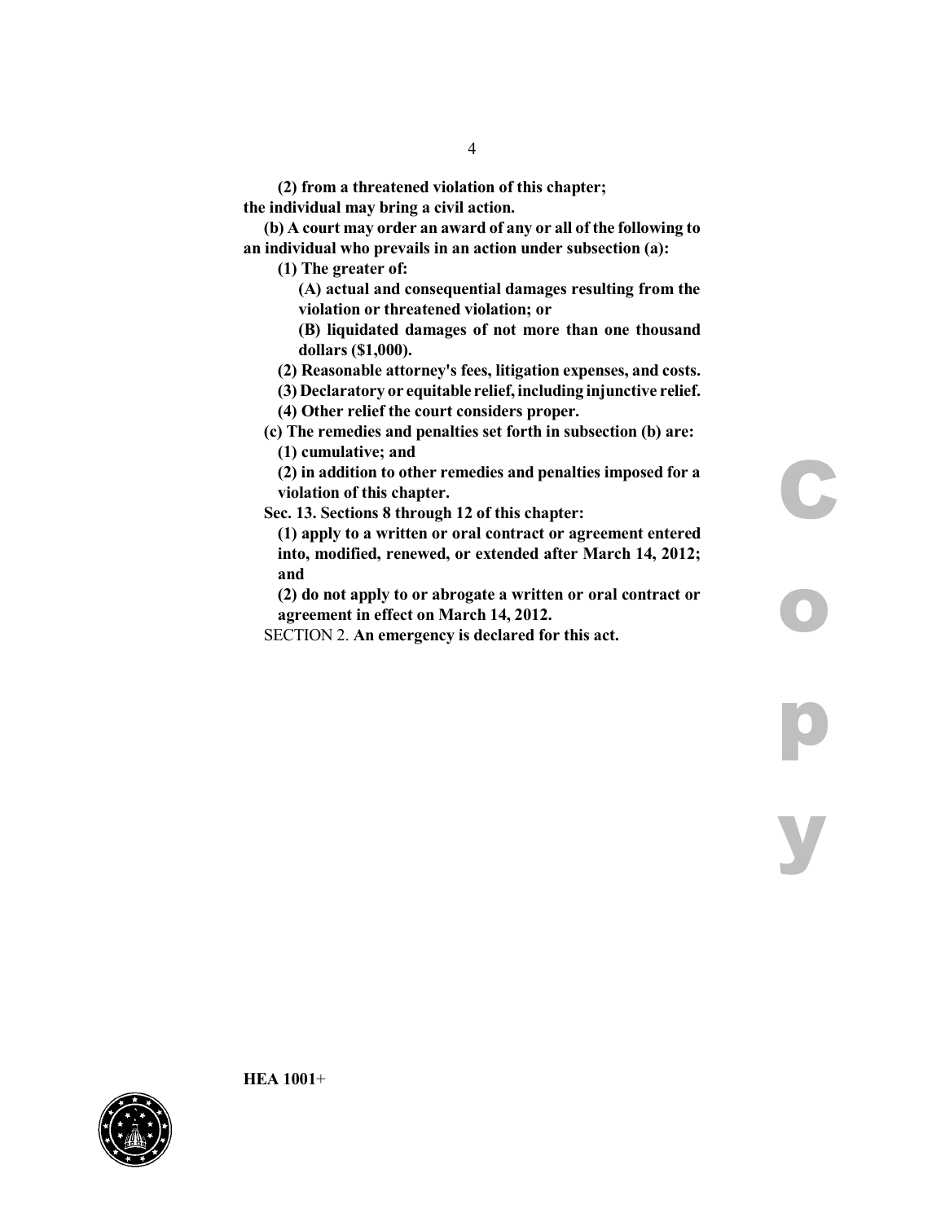**(2) from a threatened violation of this chapter;**
**the individual may bring a civil action.**

**(b) A court may order an award of any or all of the following to an individual who prevails in an action under subsection (a):**

**(1) The greater of:**

**(A) actual and consequential damages resulting from the violation or threatened violation; or**

**(B) liquidated damages of not more than one thousand dollars ($1,000).**

**(2) Reasonable attorney's fees, litigation expenses, and costs.**

**(3) Declaratory or equitable relief, including injunctive relief.**

**(4) Other relief the court considers proper.**

**(c) The remedies and penalties set forth in subsection (b) are:**

**(1) cumulative; and**

**(2) in addition to other remedies and penalties imposed for a violation of this chapter.**

**Sec. 13. Sections 8 through 12 of this chapter:**

**(1) apply to a written or oral contract or agreement entered into, modified, renewed, or extended after March 14, 2012; and**

**(2) do not apply to or abrogate a written or oral contract or agreement in effect on March 14, 2012.**

SECTION 2. **An emergency is declared for this act.**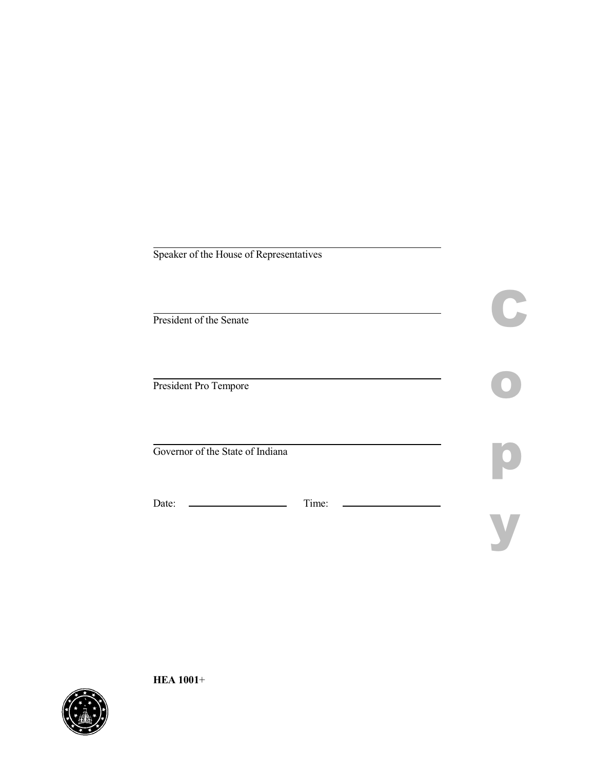\_\_\_\_\_\_\_\_\_\_\_\_\_\_\_\_\_\_\_\_\_\_\_\_\_\_\_\_\_\_\_\_\_\_\_\_\_\_\_\_\_\_\_\_\_\_\_\_

Speaker of the House of Representatives

\_\_\_\_\_\_\_\_\_\_\_\_\_\_\_\_\_\_\_\_\_\_\_\_\_\_\_\_\_\_\_\_\_\_\_\_\_\_\_\_\_\_\_\_\_\_\_\_

President of the Senate

\_\_\_\_\_\_\_\_\_\_\_\_\_\_\_\_\_\_\_\_\_\_\_\_\_\_\_\_\_\_\_\_\_\_\_\_\_\_\_\_\_\_\_\_\_\_\_\_

President Pro Tempore

\_\_\_\_\_\_\_\_\_\_\_\_\_\_\_\_\_\_\_\_\_\_\_\_\_\_\_\_\_\_\_\_\_\_\_\_\_\_\_\_\_\_\_\_\_\_\_\_

Governor of the State of Indiana

Date: \_\_\_\_\_\_\_\_\_\_\_\_\_\_\_\_\_\_\_\_ Time: \_\_\_\_\_\_\_\_\_\_\_\_\_\_\_\_\_\_\_\_

**HEA 1001**+